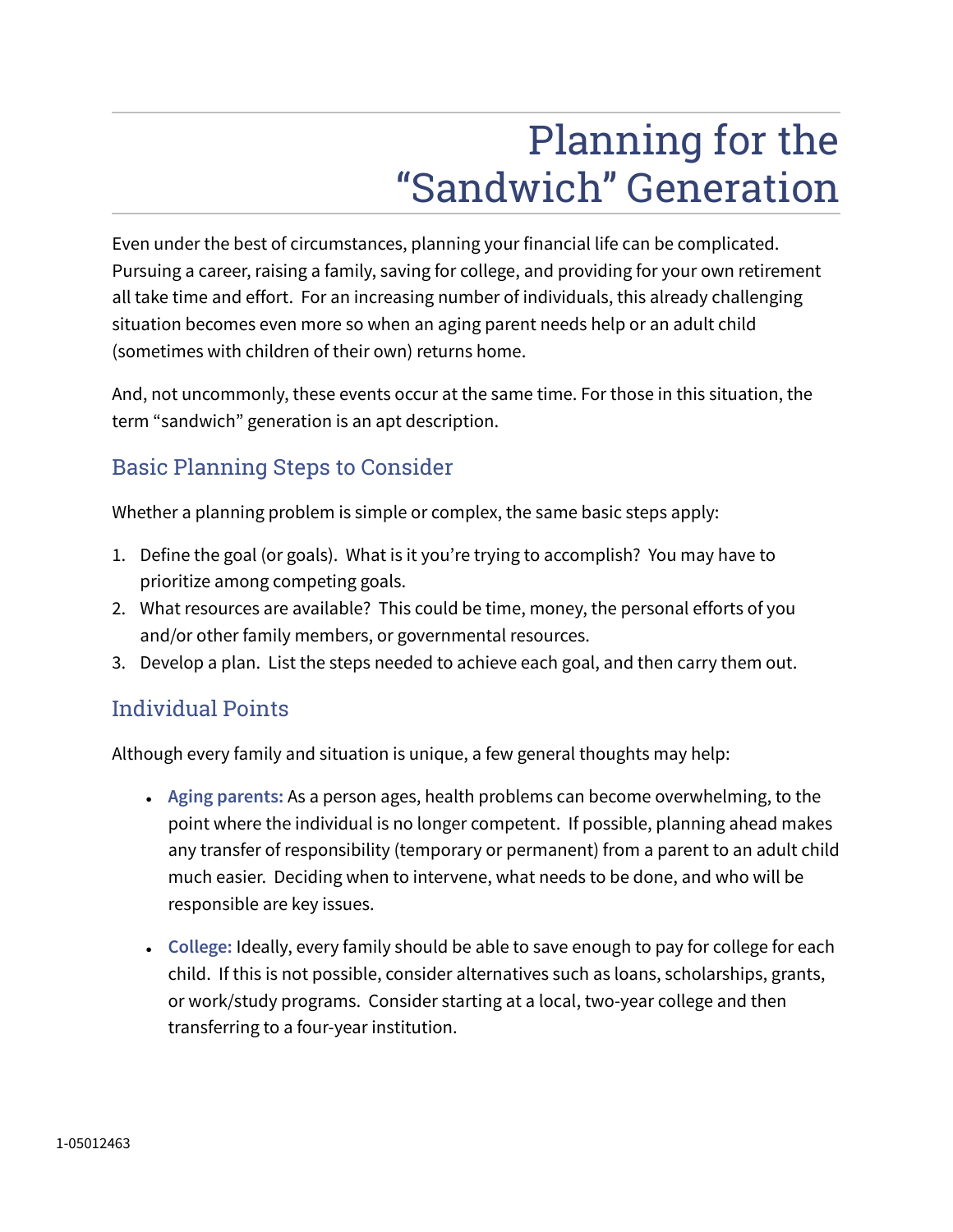# Planning for the "Sandwich" Generation

Even under the best of circumstances, planning your financial life can be complicated. Pursuing a career, raising a family, saving for college, and providing for your own retirement all take time and effort. For an increasing number of individuals, this already challenging situation becomes even more so when an aging parent needs help or an adult child (sometimes with children of their own) returns home.

And, not uncommonly, these events occur at the same time. For those in this situation, the term "sandwich" generation is an apt description.

## Basic Planning Steps to Consider

Whether a planning problem is simple or complex, the same basic steps apply:

1. Define the goal (or goals). What is it you're trying to accomplish? You may have to prioritize among competing goals.
2. What resources are available? This could be time, money, the personal efforts of you and/or other family members, or governmental resources.
3. Develop a plan. List the steps needed to achieve each goal, and then carry them out.

## Individual Points

Although every family and situation is unique, a few general thoughts may help:

- **Aging parents:** As a person ages, health problems can become overwhelming, to the point where the individual is no longer competent. If possible, planning ahead makes any transfer of responsibility (temporary or permanent) from a parent to an adult child much easier. Deciding when to intervene, what needs to be done, and who will be responsible are key issues.

- **College:** Ideally, every family should be able to save enough to pay for college for each child. If this is not possible, consider alternatives such as loans, scholarships, grants, or work/study programs. Consider starting at a local, two-year college and then transferring to a four-year institution.

1-05012463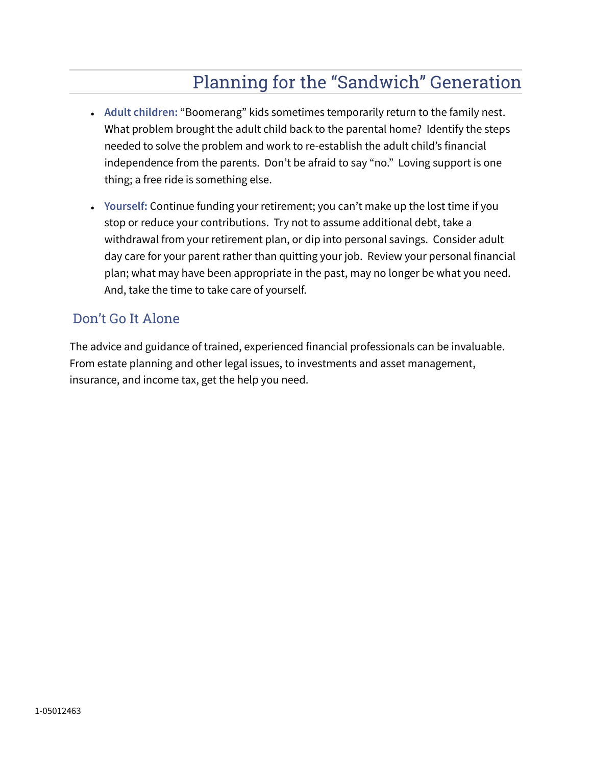- **Adult children:** "Boomerang" kids sometimes temporarily return to the family nest. What problem brought the adult child back to the parental home? Identify the steps needed to solve the problem and work to re-establish the adult child's financial independence from the parents. Don't be afraid to say "no." Loving support is one thing; a free ride is something else.

- **Yourself:** Continue funding your retirement; you can't make up the lost time if you stop or reduce your contributions. Try not to assume additional debt, take a withdrawal from your retirement plan, or dip into personal savings. Consider adult day care for your parent rather than quitting your job. Review your personal financial plan; what may have been appropriate in the past, may no longer be what you need. And, take the time to take care of yourself.

## Don't Go It Alone

The advice and guidance of trained, experienced financial professionals can be invaluable. From estate planning and other legal issues, to investments and asset management, insurance, and income tax, get the help you need.

1-05012463